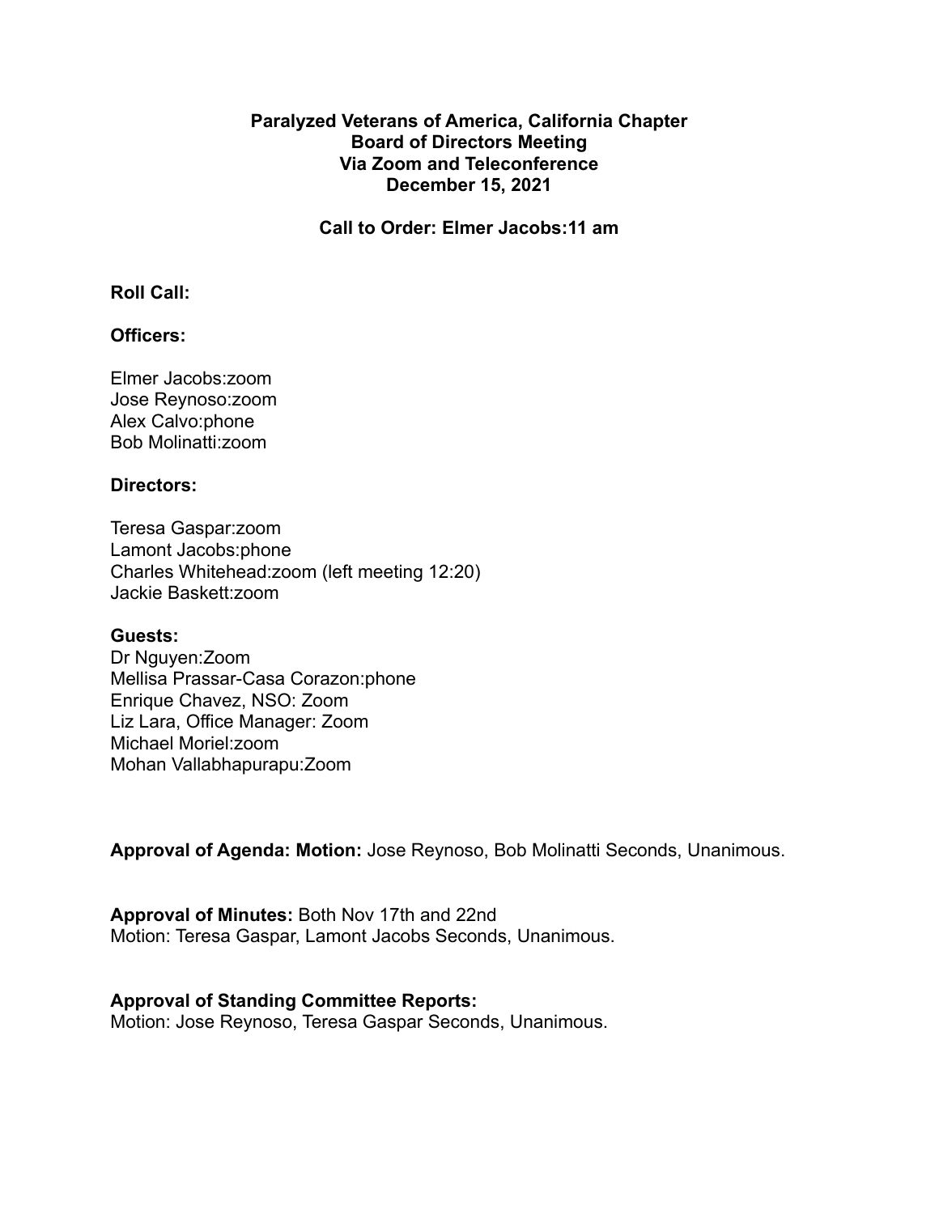**Paralyzed Veterans of America, California Chapter**
**Board of Directors Meeting**
**Via Zoom and Teleconference**
**December 15, 2021**

**Call to Order: Elmer Jacobs:11 am**

**Roll Call:**

**Officers:**

Elmer Jacobs:zoom
Jose Reynoso:zoom
Alex Calvo:phone
Bob Molinatti:zoom

**Directors:**

Teresa Gaspar:zoom
Lamont Jacobs:phone
Charles Whitehead:zoom (left meeting 12:20)
Jackie Baskett:zoom

**Guests:**
Dr Nguyen:Zoom
Mellisa Prassar-Casa Corazon:phone
Enrique Chavez, NSO: Zoom
Liz Lara, Office Manager: Zoom
Michael Moriel:zoom
Mohan Vallabhapurapu:Zoom

**Approval of Agenda: Motion:** Jose Reynoso, Bob Molinatti Seconds, Unanimous.

**Approval of Minutes:** Both Nov 17th and 22nd
Motion: Teresa Gaspar, Lamont Jacobs Seconds, Unanimous.

**Approval of Standing Committee Reports:**
Motion: Jose Reynoso, Teresa Gaspar Seconds, Unanimous.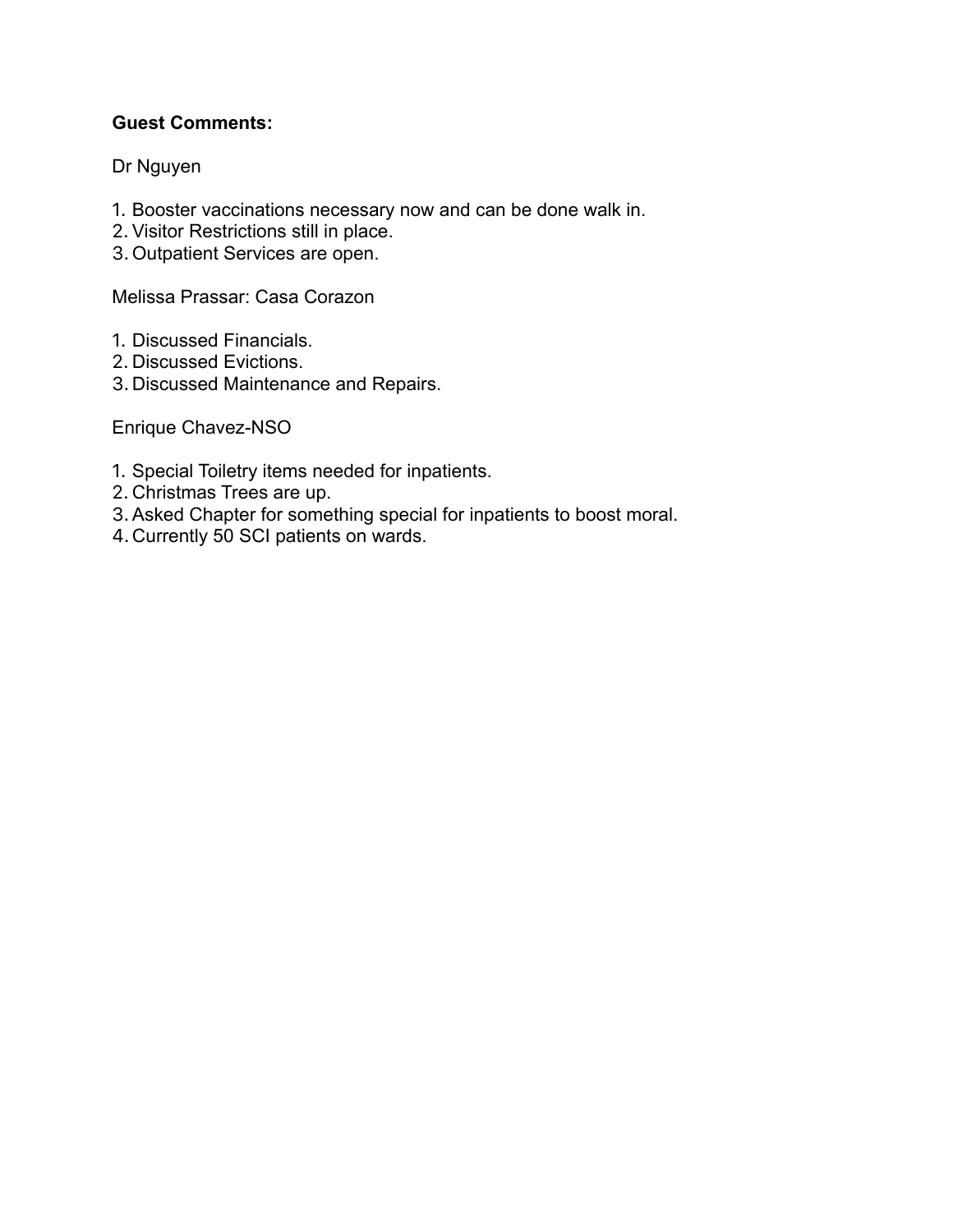**Guest Comments:**

Dr Nguyen

1. Booster vaccinations necessary now and can be done walk in.
2. Visitor Restrictions still in place.
3. Outpatient Services are open.

Melissa Prassar: Casa Corazon

1. Discussed Financials.
2. Discussed Evictions.
3. Discussed Maintenance and Repairs.

Enrique Chavez-NSO

1. Special Toiletry items needed for inpatients.
2. Christmas Trees are up.
3. Asked Chapter for something special for inpatients to boost moral.
4. Currently 50 SCI patients on wards.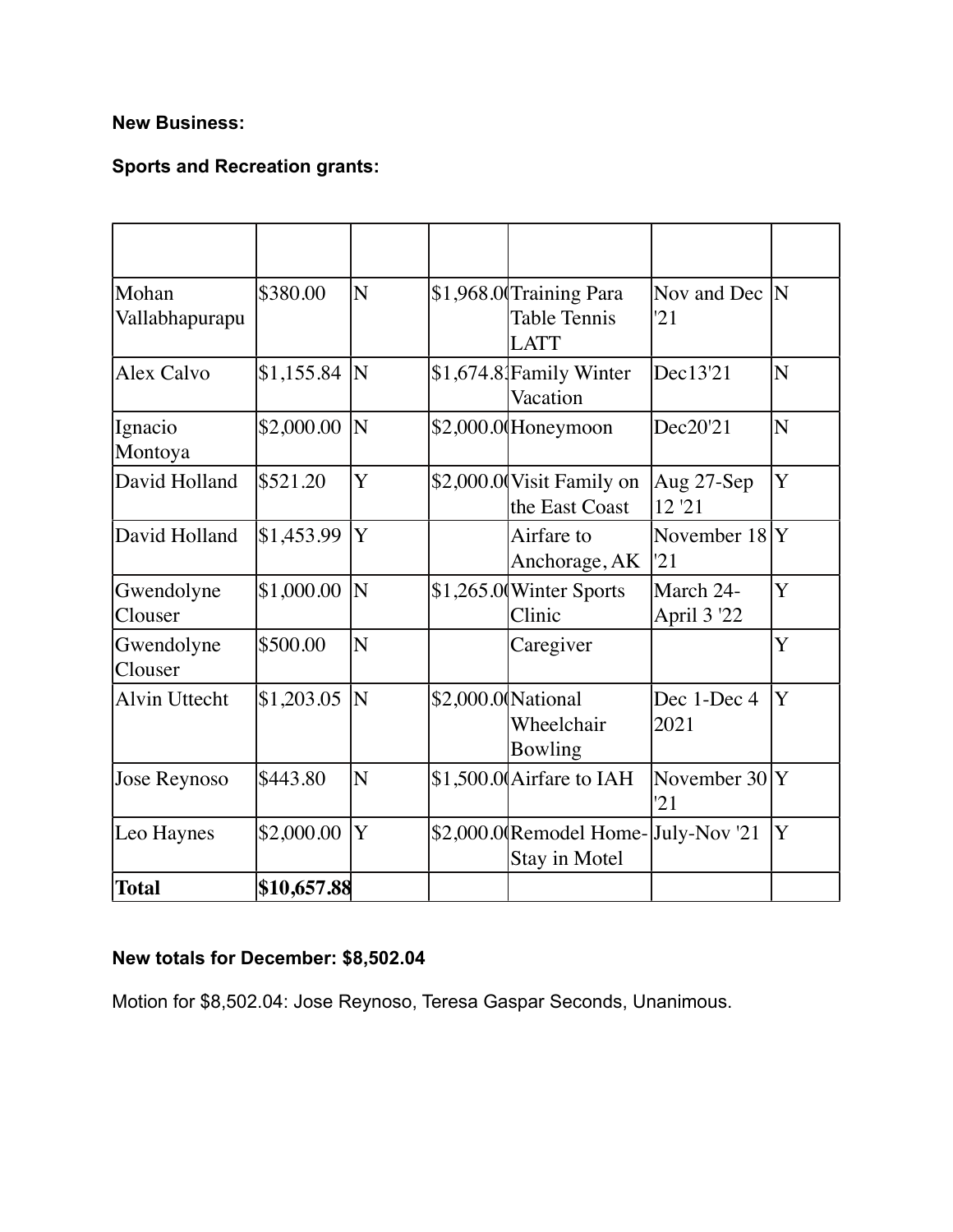**New Business:**

**Sports and Recreation grants:**

| | | | | | | |
|---|---|---|---|---|---|---|
| Mohan Vallabhapurapu | \$380.00 | N | \$1,968.0( | Training Para Table Tennis LATT | Nov and Dec '21 | N |
| Alex Calvo | \$1,155.84 | N | \$1,674.8: | Family Winter Vacation | Dec13'21 | N |
| Ignacio Montoya | \$2,000.00 | N | \$2,000.0( | Honeymoon | Dec20'21 | N |
| David Holland | \$521.20 | Y | \$2,000.0( | Visit Family on the East Coast | Aug 27-Sep 12 '21 | Y |
| David Holland | \$1,453.99 | Y | | Airfare to Anchorage, AK | November 18 '21 | Y |
| Gwendolyne Clouser | \$1,000.00 | N | \$1,265.0( | Winter Sports Clinic | March 24-April 3 '22 | Y |
| Gwendolyne Clouser | \$500.00 | N | | Caregiver | | Y |
| Alvin Uttecht | \$1,203.05 | N | \$2,000.0( | National Wheelchair Bowling | Dec 1-Dec 4 2021 | Y |
| Jose Reynoso | \$443.80 | N | \$1,500.0( | Airfare to IAH | November 30 '21 | Y |
| Leo Haynes | \$2,000.00 | Y | \$2,000.0( | Remodel Home-Stay in Motel | July-Nov '21 | Y |
| **Total** | **\$10,657.88** | | | | | |

**New totals for December: \$8,502.04**

Motion for \$8,502.04: Jose Reynoso, Teresa Gaspar Seconds, Unanimous.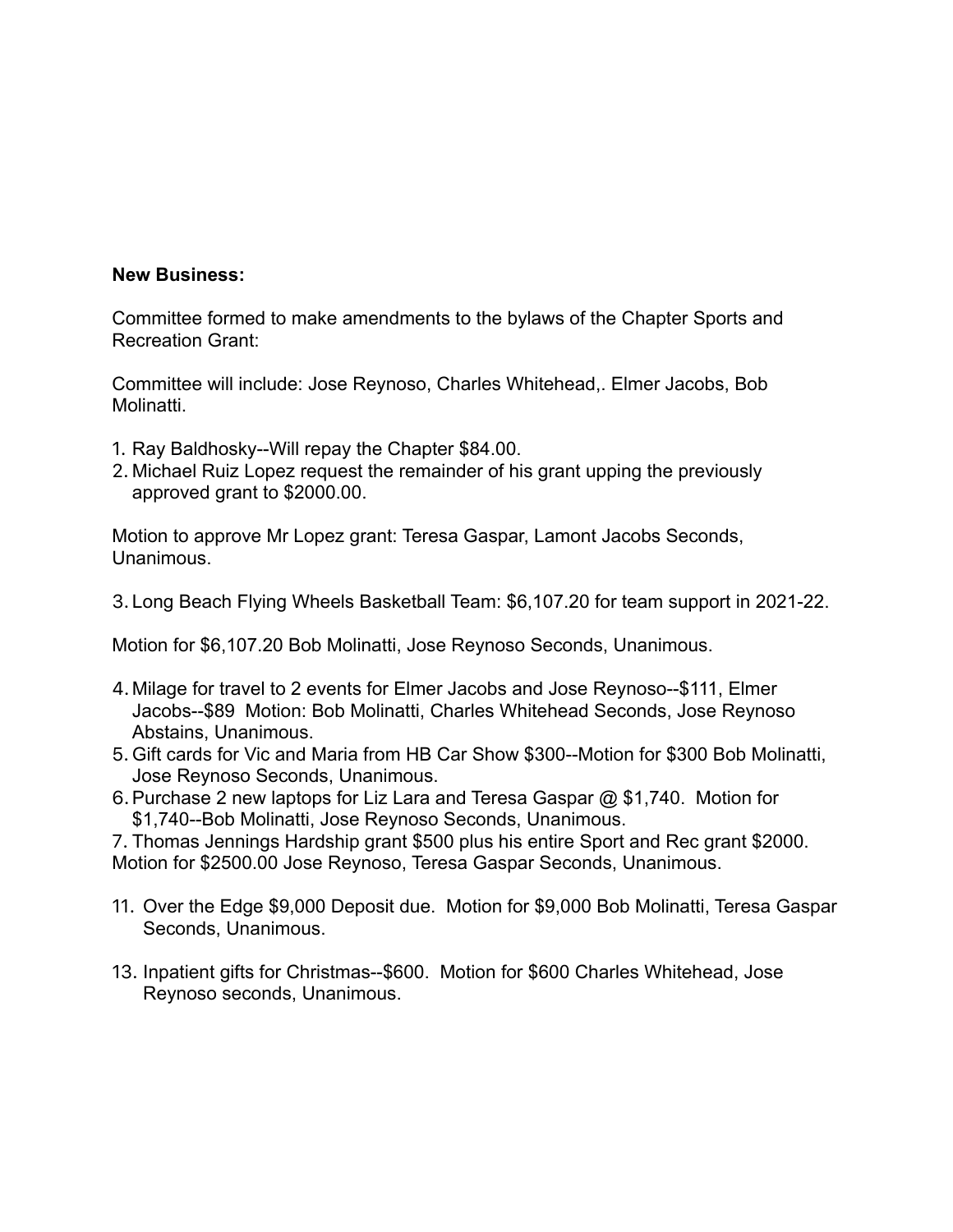**New Business:**

Committee formed to make amendments to the bylaws of the Chapter Sports and Recreation Grant:

Committee will include: Jose Reynoso, Charles Whitehead,. Elmer Jacobs, Bob Molinatti.

1. Ray Baldhosky--Will repay the Chapter $84.00.
2. Michael Ruiz Lopez request the remainder of his grant upping the previously approved grant to $2000.00.

Motion to approve Mr Lopez grant: Teresa Gaspar, Lamont Jacobs Seconds, Unanimous.

3. Long Beach Flying Wheels Basketball Team: $6,107.20 for team support in 2021-22.

Motion for $6,107.20 Bob Molinatti, Jose Reynoso Seconds, Unanimous.

4. Milage for travel to 2 events for Elmer Jacobs and Jose Reynoso--$111, Elmer Jacobs--$89  Motion: Bob Molinatti, Charles Whitehead Seconds, Jose Reynoso Abstains, Unanimous.
5. Gift cards for Vic and Maria from HB Car Show $300--Motion for $300 Bob Molinatti, Jose Reynoso Seconds, Unanimous.
6. Purchase 2 new laptops for Liz Lara and Teresa Gaspar @ $1,740.  Motion for $1,740--Bob Molinatti, Jose Reynoso Seconds, Unanimous.
7. Thomas Jennings Hardship grant $500 plus his entire Sport and Rec grant $2000.
Motion for $2500.00 Jose Reynoso, Teresa Gaspar Seconds, Unanimous.

11. Over the Edge $9,000 Deposit due.  Motion for $9,000 Bob Molinatti, Teresa Gaspar Seconds, Unanimous.

13. Inpatient gifts for Christmas--$600.  Motion for $600 Charles Whitehead, Jose Reynoso seconds, Unanimous.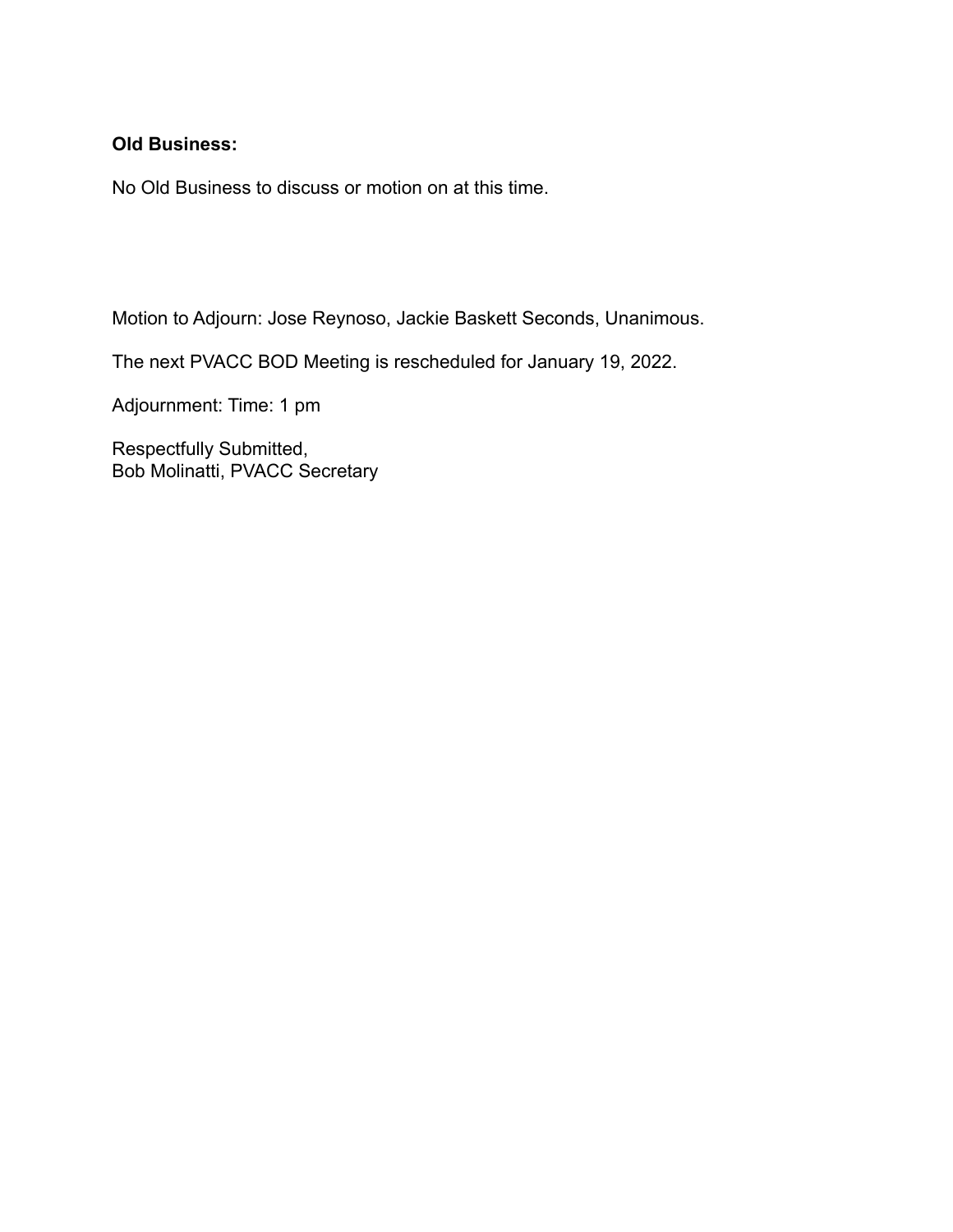**Old Business:**

No Old Business to discuss or motion on at this time.

Motion to Adjourn: Jose Reynoso, Jackie Baskett Seconds, Unanimous.

The next PVACC BOD Meeting is rescheduled for January 19, 2022.

Adjournment: Time: 1 pm

Respectfully Submitted,
Bob Molinatti, PVACC Secretary